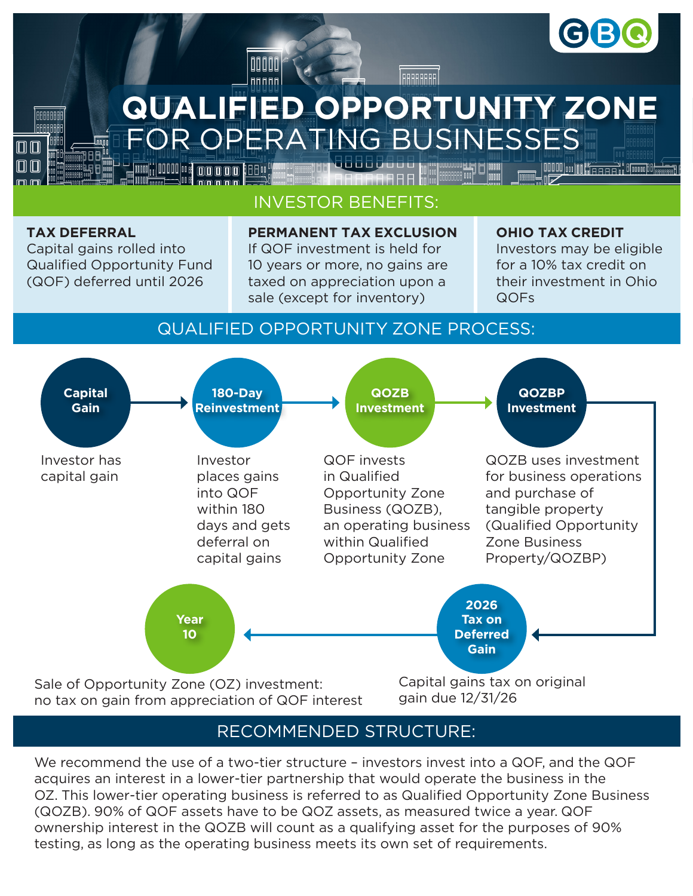# QUALIFIED OPPORTUNITY ZONE FOR OPERATING BUSINESSES

## INVESTOR BENEFITS:

**TAX DEFERRAL**
Capital gains rolled into Qualified Opportunity Fund (QOF) deferred until 2026

**PERMANENT TAX EXCLUSION**
If QOF investment is held for 10 years or more, no gains are taxed on appreciation upon a sale (except for inventory)

**OHIO TAX CREDIT**
Investors may be eligible for a 10% tax credit on their investment in Ohio QOFs

## QUALIFIED OPPORTUNITY ZONE PROCESS:

**Capital Gain**
Investor has capital gain

**180-Day Reinvestment**
Investor places gains into QOF within 180 days and gets deferral on capital gains

**QOZB Investment**
QOF invests in Qualified Opportunity Zone Business (QOZB), an operating business within Qualified Opportunity Zone

**QOZBP Investment**
QOZB uses investment for business operations and purchase of tangible property (Qualified Opportunity Zone Business Property/QOZBP)

**2026 Tax on Deferred Gain**
Capital gains tax on original gain due 12/31/26

**Year 10**
Sale of Opportunity Zone (OZ) investment: no tax on gain from appreciation of QOF interest

## RECOMMENDED STRUCTURE:

We recommend the use of a two-tier structure – investors invest into a QOF, and the QOF acquires an interest in a lower-tier partnership that would operate the business in the OZ. This lower-tier operating business is referred to as Qualified Opportunity Zone Business (QOZB). 90% of QOF assets have to be QOZ assets, as measured twice a year. QOF ownership interest in the QOZB will count as a qualifying asset for the purposes of 90% testing, as long as the operating business meets its own set of requirements.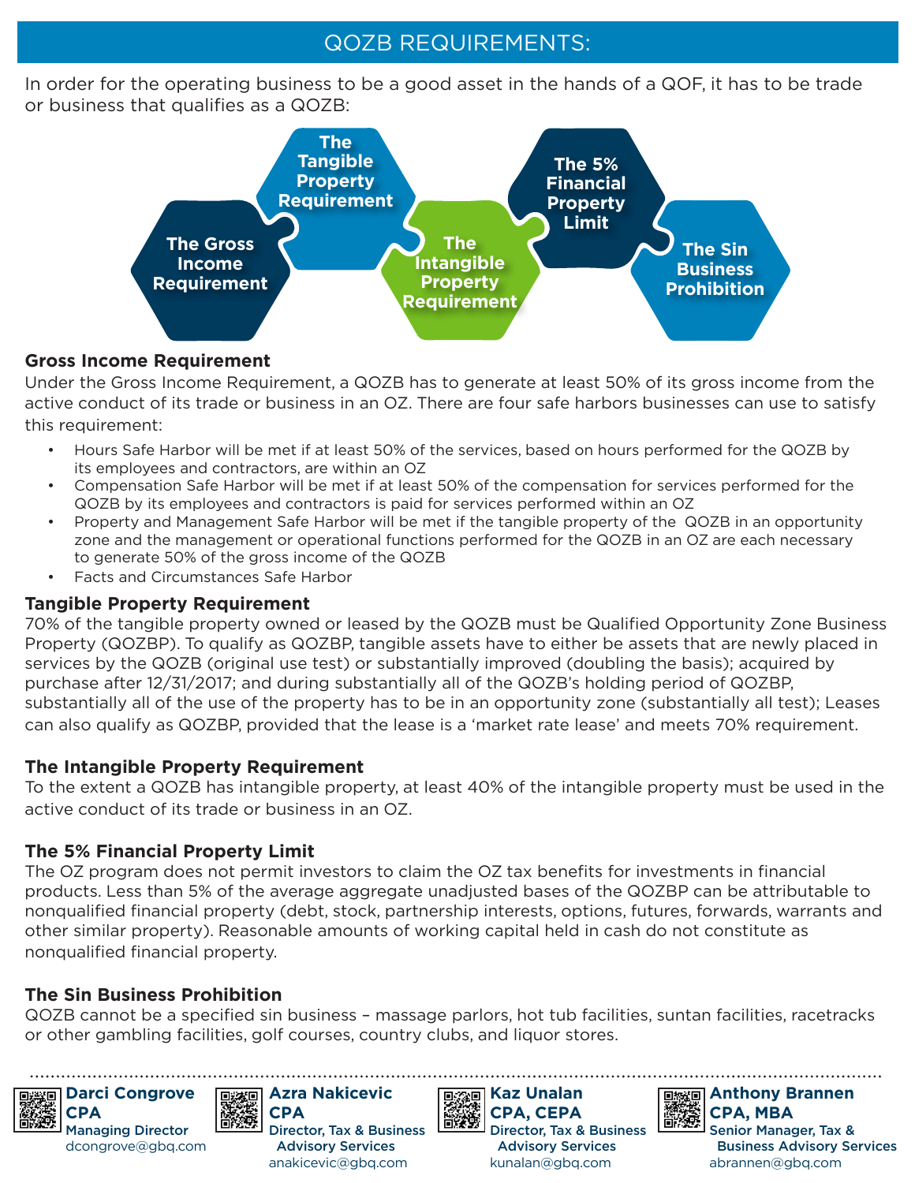## QOZB REQUIREMENTS:

In order for the operating business to be a good asset in the hands of a QOF, it has to be trade or business that qualifies as a QOZB:

The Gross Income Requirement

The Tangible Property Requirement

The Intangible Property Requirement

The 5% Financial Property Limit

The Sin Business Prohibition

### Gross Income Requirement

Under the Gross Income Requirement, a QOZB has to generate at least 50% of its gross income from the active conduct of its trade or business in an OZ. There are four safe harbors businesses can use to satisfy this requirement:

- Hours Safe Harbor will be met if at least 50% of the services, based on hours performed for the QOZB by its employees and contractors, are within an OZ
- Compensation Safe Harbor will be met if at least 50% of the compensation for services performed for the QOZB by its employees and contractors is paid for services performed within an OZ
- Property and Management Safe Harbor will be met if the tangible property of the QOZB in an opportunity zone and the management or operational functions performed for the QOZB in an OZ are each necessary to generate 50% of the gross income of the QOZB
- Facts and Circumstances Safe Harbor

### Tangible Property Requirement

70% of the tangible property owned or leased by the QOZB must be Qualified Opportunity Zone Business Property (QOZBP). To qualify as QOZBP, tangible assets have to either be assets that are newly placed in services by the QOZB (original use test) or substantially improved (doubling the basis); acquired by purchase after 12/31/2017; and during substantially all of the QOZB's holding period of QOZBP, substantially all of the use of the property has to be in an opportunity zone (substantially all test); Leases can also qualify as QOZBP, provided that the lease is a 'market rate lease' and meets 70% requirement.

### The Intangible Property Requirement

To the extent a QOZB has intangible property, at least 40% of the intangible property must be used in the active conduct of its trade or business in an OZ.

### The 5% Financial Property Limit

The OZ program does not permit investors to claim the OZ tax benefits for investments in financial products. Less than 5% of the average aggregate unadjusted bases of the QOZBP can be attributable to nonqualified financial property (debt, stock, partnership interests, options, futures, forwards, warrants and other similar property). Reasonable amounts of working capital held in cash do not constitute as nonqualified financial property.

### The Sin Business Prohibition

QOZB cannot be a specified sin business – massage parlors, hot tub facilities, suntan facilities, racetracks or other gambling facilities, golf courses, country clubs, and liquor stores.

---

**Darci Congrove CPA**
**Managing Director**
dcongrove@gbq.com

**Azra Nakicevic CPA**
**Director, Tax & Business Advisory Services**
anakicevic@gbq.com

**Kaz Unalan CPA, CEPA**
**Director, Tax & Business Advisory Services**
kunalan@gbq.com

**Anthony Brannen CPA, MBA**
**Senior Manager, Tax & Business Advisory Services**
abrannen@gbq.com